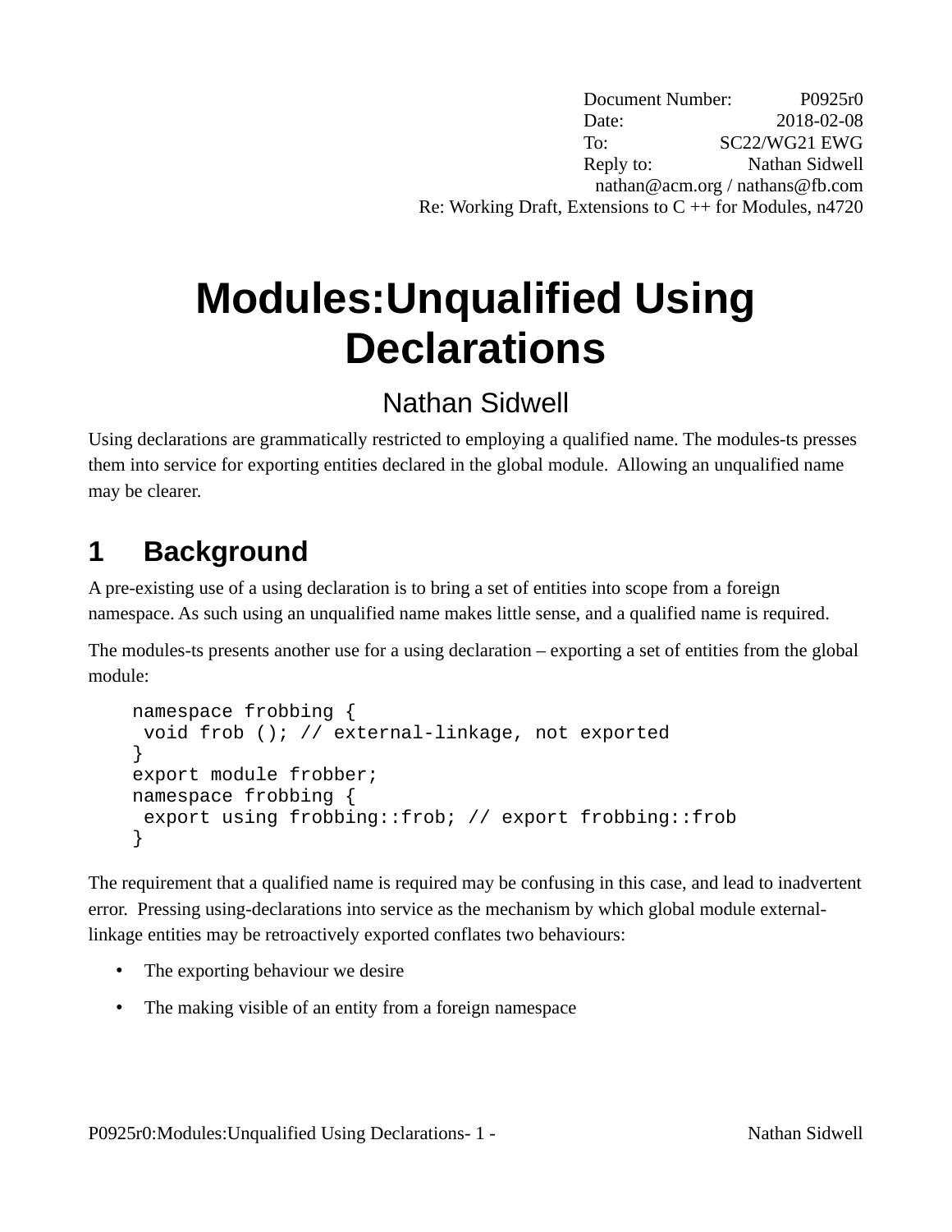Document Number: P0925r0
Date: 2018-02-08
To: SC22/WG21 EWG
Reply to: Nathan Sidwell
nathan@acm.org / nathans@fb.com
Re: Working Draft, Extensions to C ++ for Modules, n4720

# Modules:Unqualified Using Declarations

Nathan Sidwell

Using declarations are grammatically restricted to employing a qualified name. The modules-ts presses them into service for exporting entities declared in the global module. Allowing an unqualified name may be clearer.

## 1 Background

A pre-existing use of a using declaration is to bring a set of entities into scope from a foreign namespace. As such using an unqualified name makes little sense, and a qualified name is required.

The modules-ts presents another use for a using declaration – exporting a set of entities from the global module:

```
namespace frobbing {
 void frob (); // external-linkage, not exported
}
export module frobber;
namespace frobbing {
 export using frobbing::frob; // export frobbing::frob
}
```

The requirement that a qualified name is required may be confusing in this case, and lead to inadvertent error. Pressing using-declarations into service as the mechanism by which global module external-linkage entities may be retroactively exported conflates two behaviours:

- The exporting behaviour we desire
- The making visible of an entity from a foreign namespace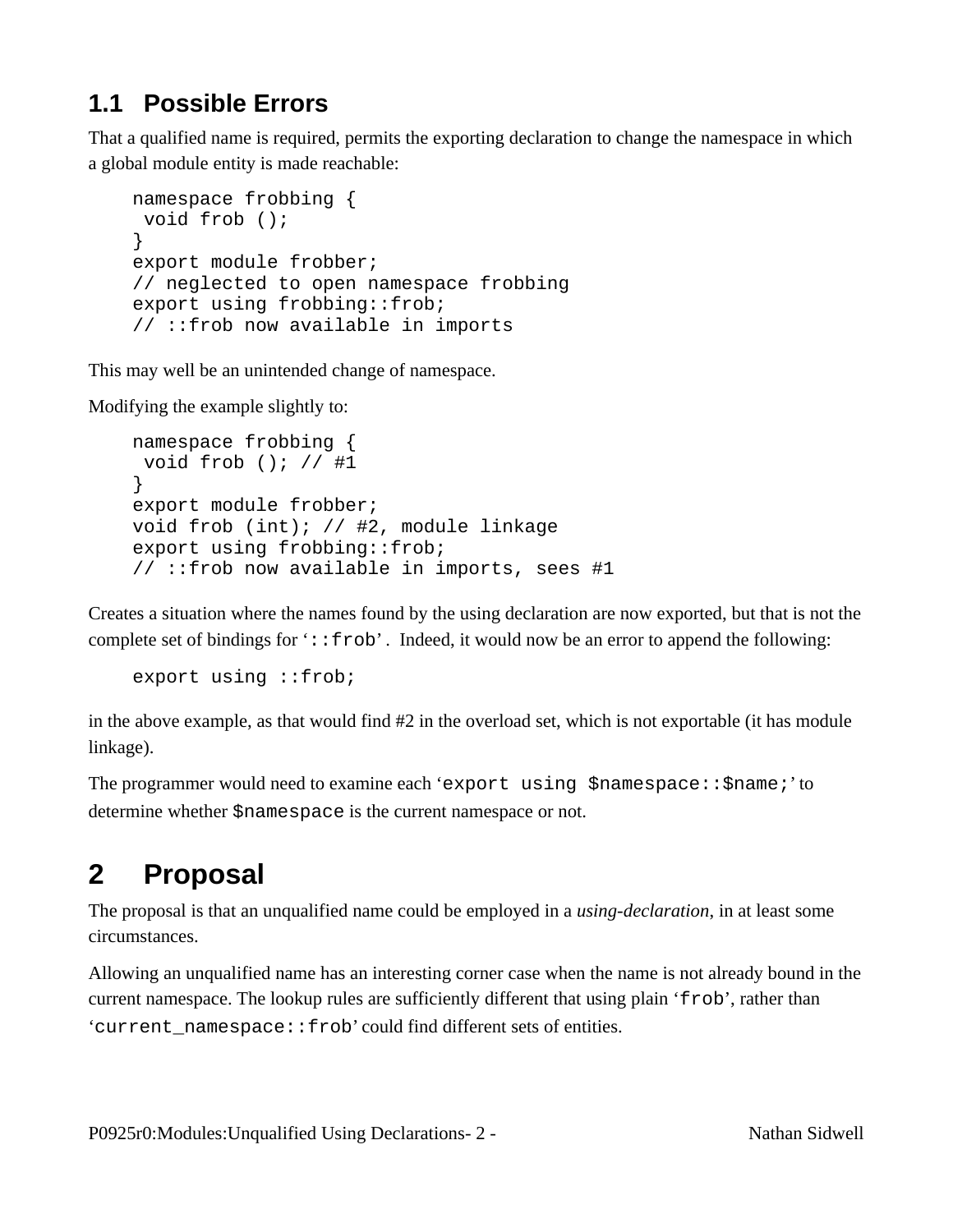## 1.1 Possible Errors

That a qualified name is required, permits the exporting declaration to change the namespace in which a global module entity is made reachable:

```
namespace frobbing {
 void frob ();
}
export module frobber;
// neglected to open namespace frobbing
export using frobbing::frob;
// ::frob now available in imports
```

This may well be an unintended change of namespace.

Modifying the example slightly to:

```
namespace frobbing {
 void frob (); // #1
}
export module frobber;
void frob (int); // #2, module linkage
export using frobbing::frob;
// ::frob now available in imports, sees #1
```

Creates a situation where the names found by the using declaration are now exported, but that is not the complete set of bindings for '`::frob`'. Indeed, it would now be an error to append the following:

```
export using ::frob;
```

in the above example, as that would find #2 in the overload set, which is not exportable (it has module linkage).

The programmer would need to examine each '`export using $namespace::$name;`' to determine whether `$namespace` is the current namespace or not.

# 2 Proposal

The proposal is that an unqualified name could be employed in a *using-declaration*, in at least some circumstances.

Allowing an unqualified name has an interesting corner case when the name is not already bound in the current namespace. The lookup rules are sufficiently different that using plain '`frob`', rather than '`current_namespace::frob`' could find different sets of entities.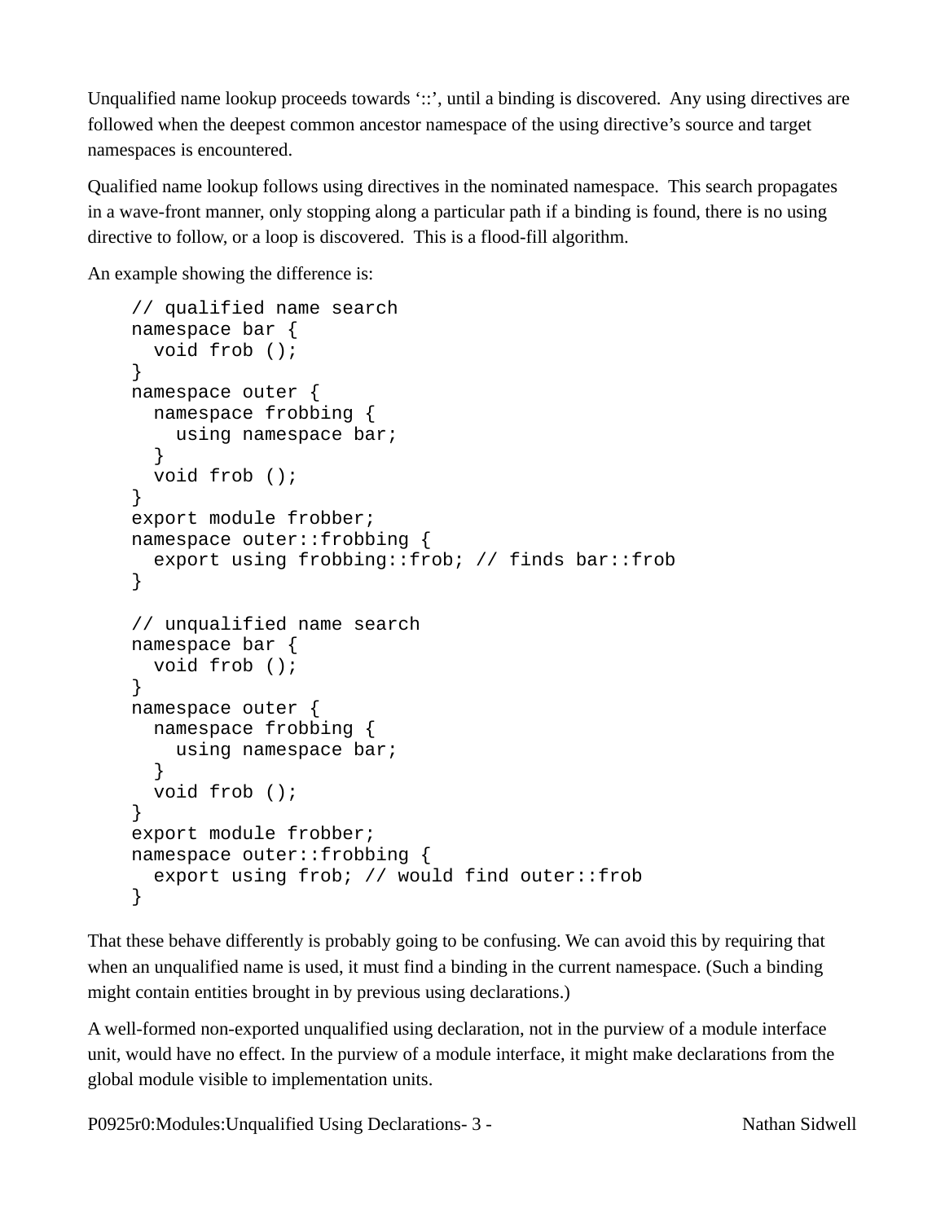Unqualified name lookup proceeds towards '::', until a binding is discovered. Any using directives are followed when the deepest common ancestor namespace of the using directive's source and target namespaces is encountered.

Qualified name lookup follows using directives in the nominated namespace. This search propagates in a wave-front manner, only stopping along a particular path if a binding is found, there is no using directive to follow, or a loop is discovered. This is a flood-fill algorithm.

An example showing the difference is:

```
// qualified name search
namespace bar {
  void frob ();
}
namespace outer {
  namespace frobbing {
    using namespace bar;
  }
  void frob ();
}
export module frobber;
namespace outer::frobbing {
  export using frobbing::frob; // finds bar::frob
}

// unqualified name search
namespace bar {
  void frob ();
}
namespace outer {
  namespace frobbing {
    using namespace bar;
  }
  void frob ();
}
export module frobber;
namespace outer::frobbing {
  export using frob; // would find outer::frob
}
```

That these behave differently is probably going to be confusing. We can avoid this by requiring that when an unqualified name is used, it must find a binding in the current namespace. (Such a binding might contain entities brought in by previous using declarations.)

A well-formed non-exported unqualified using declaration, not in the purview of a module interface unit, would have no effect. In the purview of a module interface, it might make declarations from the global module visible to implementation units.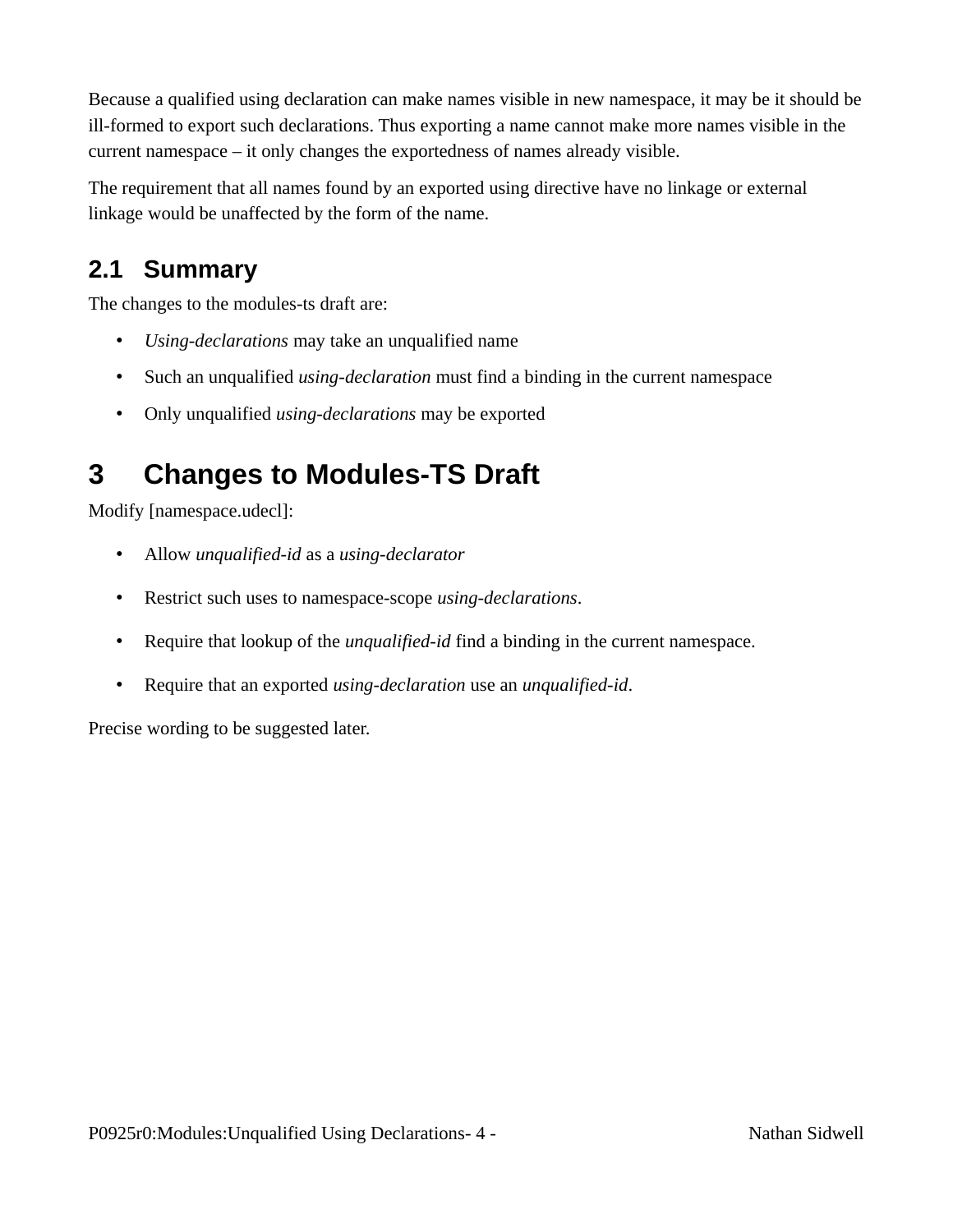Because a qualified using declaration can make names visible in new namespace, it may be it should be ill-formed to export such declarations. Thus exporting a name cannot make more names visible in the current namespace – it only changes the exportedness of names already visible.

The requirement that all names found by an exported using directive have no linkage or external linkage would be unaffected by the form of the name.

## 2.1 Summary

The changes to the modules-ts draft are:

- *Using-declarations* may take an unqualified name
- Such an unqualified *using-declaration* must find a binding in the current namespace
- Only unqualified *using-declarations* may be exported

# 3 Changes to Modules-TS Draft

Modify [namespace.udecl]:

- Allow *unqualified-id* as a *using-declarator*
- Restrict such uses to namespace-scope *using-declarations*.
- Require that lookup of the *unqualified-id* find a binding in the current namespace.
- Require that an exported *using-declaration* use an *unqualified-id*.

Precise wording to be suggested later.